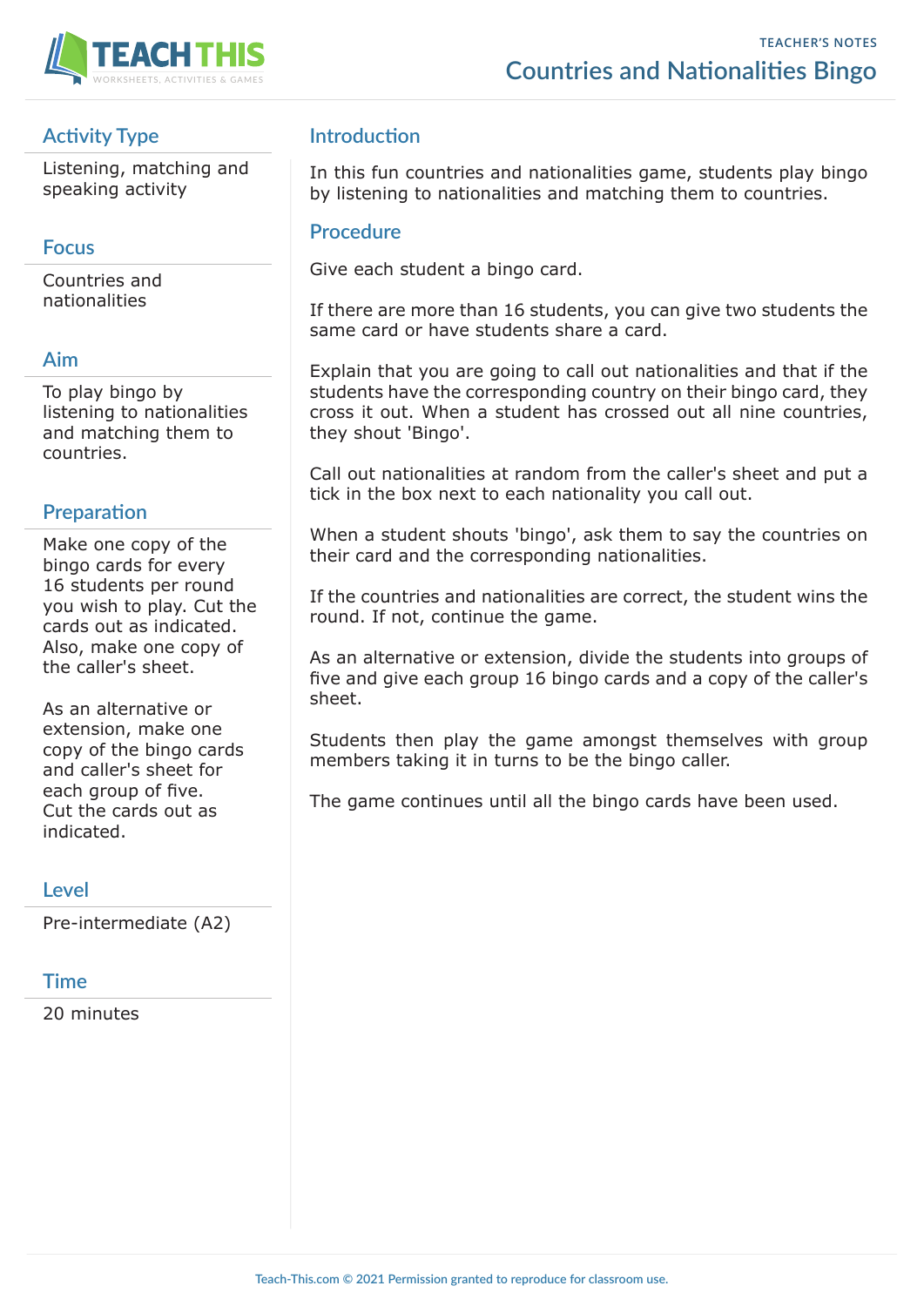TEACHER'S NOTES

# Countries and Nationalities Bingo

## Activity Type

Listening, matching and speaking activity

## Focus

Countries and nationalities

## Aim

To play bingo by listening to nationalities and matching them to countries.

## Preparation

Make one copy of the bingo cards for every 16 students per round you wish to play. Cut the cards out as indicated. Also, make one copy of the caller's sheet.

As an alternative or extension, make one copy of the bingo cards and caller's sheet for each group of five. Cut the cards out as indicated.

## Level

Pre-intermediate (A2)

## Time

20 minutes

## Introduction

In this fun countries and nationalities game, students play bingo by listening to nationalities and matching them to countries.

## Procedure

Give each student a bingo card.

If there are more than 16 students, you can give two students the same card or have students share a card.

Explain that you are going to call out nationalities and that if the students have the corresponding country on their bingo card, they cross it out. When a student has crossed out all nine countries, they shout 'Bingo'.

Call out nationalities at random from the caller's sheet and put a tick in the box next to each nationality you call out.

When a student shouts 'bingo', ask them to say the countries on their card and the corresponding nationalities.

If the countries and nationalities are correct, the student wins the round. If not, continue the game.

As an alternative or extension, divide the students into groups of five and give each group 16 bingo cards and a copy of the caller's sheet.

Students then play the game amongst themselves with group members taking it in turns to be the bingo caller.

The game continues until all the bingo cards have been used.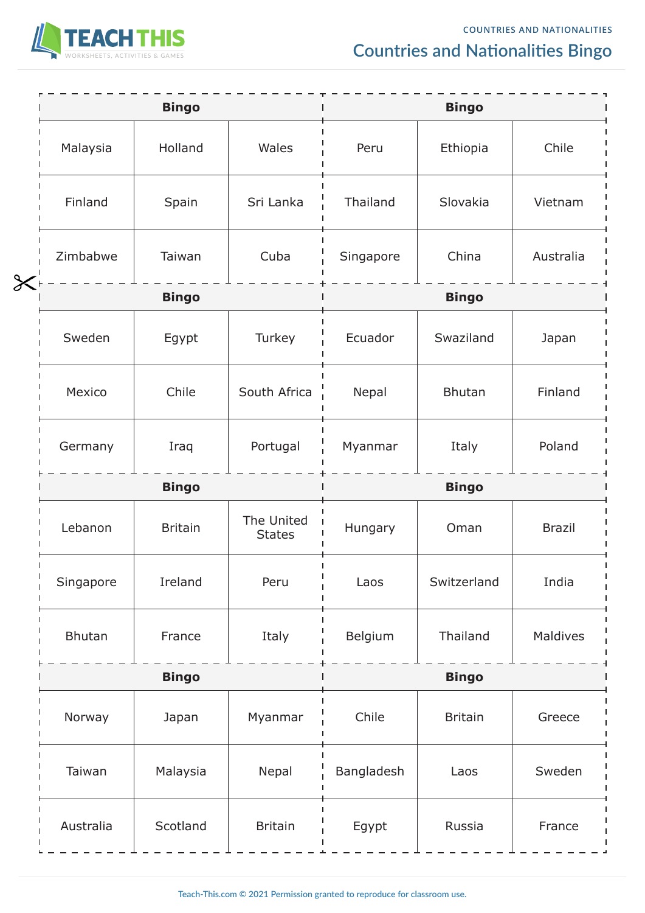# Countries and Nationalities Bingo

| Bingo | | |
|---|---|---|
| Malaysia | Holland | Wales |
| Finland | Spain | Sri Lanka |
| Zimbabwe | Taiwan | Cuba |

| Bingo | | |
|---|---|---|
| Peru | Ethiopia | Chile |
| Thailand | Slovakia | Vietnam |
| Singapore | China | Australia |

| Bingo | | |
|---|---|---|
| Sweden | Egypt | Turkey |
| Mexico | Chile | South Africa |
| Germany | Iraq | Portugal |

| Bingo | | |
|---|---|---|
| Ecuador | Swaziland | Japan |
| Nepal | Bhutan | Finland |
| Myanmar | Italy | Poland |

| Bingo | | |
|---|---|---|
| Lebanon | Britain | The United States |
| Singapore | Ireland | Peru |
| Bhutan | France | Italy |

| Bingo | | |
|---|---|---|
| Hungary | Oman | Brazil |
| Laos | Switzerland | India |
| Belgium | Thailand | Maldives |

| Bingo | | |
|---|---|---|
| Norway | Japan | Myanmar |
| Taiwan | Malaysia | Nepal |
| Australia | Scotland | Britain |

| Bingo | | |
|---|---|---|
| Chile | Britain | Greece |
| Bangladesh | Laos | Sweden |
| Egypt | Russia | France |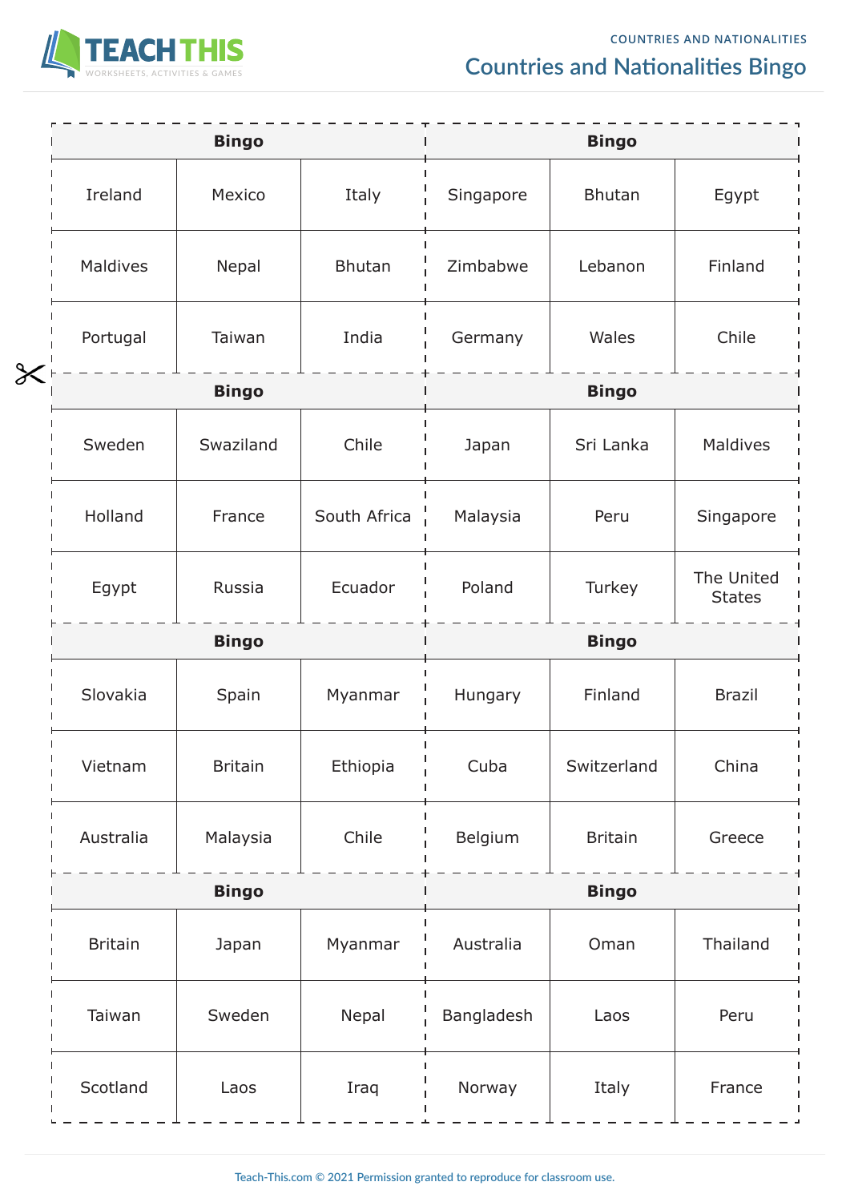# Countries and Nationalities Bingo

| Bingo | | |
|---|---|---|
| Ireland | Mexico | Italy |
| Maldives | Nepal | Bhutan |
| Portugal | Taiwan | India |

| Bingo | | |
|---|---|---|
| Singapore | Bhutan | Egypt |
| Zimbabwe | Lebanon | Finland |
| Germany | Wales | Chile |

| Bingo | | |
|---|---|---|
| Sweden | Swaziland | Chile |
| Holland | France | South Africa |
| Egypt | Russia | Ecuador |

| Bingo | | |
|---|---|---|
| Japan | Sri Lanka | Maldives |
| Malaysia | Peru | Singapore |
| Poland | Turkey | The United States |

| Bingo | | |
|---|---|---|
| Slovakia | Spain | Myanmar |
| Vietnam | Britain | Ethiopia |
| Australia | Malaysia | Chile |

| Bingo | | |
|---|---|---|
| Hungary | Finland | Brazil |
| Cuba | Switzerland | China |
| Belgium | Britain | Greece |

| Bingo | | |
|---|---|---|
| Britain | Japan | Myanmar |
| Taiwan | Sweden | Nepal |
| Scotland | Laos | Iraq |

| Bingo | | |
|---|---|---|
| Australia | Oman | Thailand |
| Bangladesh | Laos | Peru |
| Norway | Italy | France |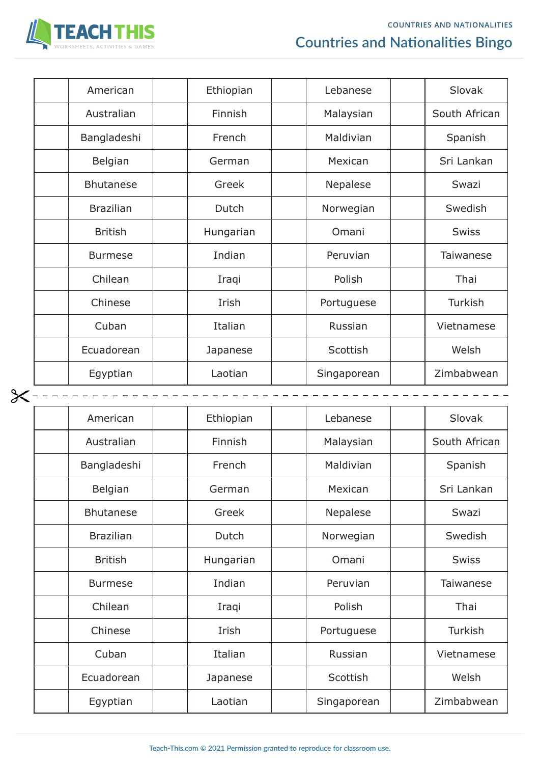# Countries and Nationalities Bingo

| | | | | | | | |
|---|---|---|---|---|---|---|---|
| | American | | Ethiopian | | Lebanese | | Slovak |
| | Australian | | Finnish | | Malaysian | | South African |
| | Bangladeshi | | French | | Maldivian | | Spanish |
| | Belgian | | German | | Mexican | | Sri Lankan |
| | Bhutanese | | Greek | | Nepalese | | Swazi |
| | Brazilian | | Dutch | | Norwegian | | Swedish |
| | British | | Hungarian | | Omani | | Swiss |
| | Burmese | | Indian | | Peruvian | | Taiwanese |
| | Chilean | | Iraqi | | Polish | | Thai |
| | Chinese | | Irish | | Portuguese | | Turkish |
| | Cuban | | Italian | | Russian | | Vietnamese |
| | Ecuadorean | | Japanese | | Scottish | | Welsh |
| | Egyptian | | Laotian | | Singaporean | | Zimbabwean |

✂ - - - - - - - - - - - - - - - - - - - - - - - - - - - - - - - - - - - - - - - - -

| | | | | | | | |
|---|---|---|---|---|---|---|---|
| | American | | Ethiopian | | Lebanese | | Slovak |
| | Australian | | Finnish | | Malaysian | | South African |
| | Bangladeshi | | French | | Maldivian | | Spanish |
| | Belgian | | German | | Mexican | | Sri Lankan |
| | Bhutanese | | Greek | | Nepalese | | Swazi |
| | Brazilian | | Dutch | | Norwegian | | Swedish |
| | British | | Hungarian | | Omani | | Swiss |
| | Burmese | | Indian | | Peruvian | | Taiwanese |
| | Chilean | | Iraqi | | Polish | | Thai |
| | Chinese | | Irish | | Portuguese | | Turkish |
| | Cuban | | Italian | | Russian | | Vietnamese |
| | Ecuadorean | | Japanese | | Scottish | | Welsh |
| | Egyptian | | Laotian | | Singaporean | | Zimbabwean |